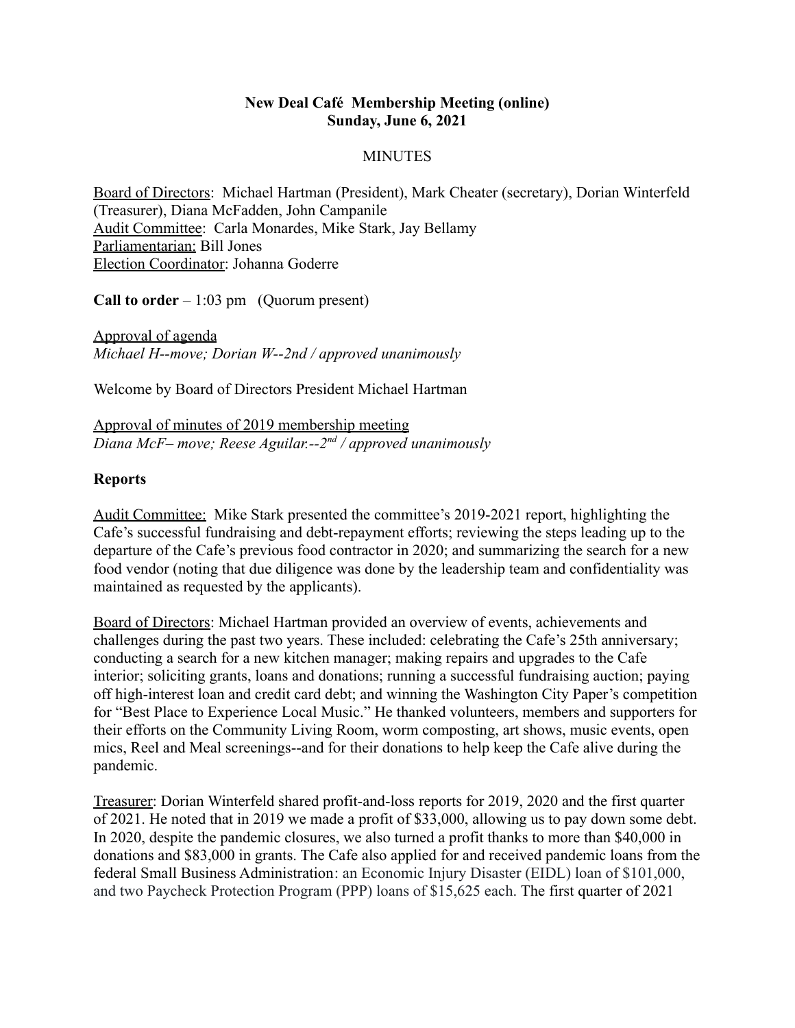**New Deal Café Membership Meeting (online)**
**Sunday, June 6, 2021**

MINUTES

Board of Directors: Michael Hartman (President), Mark Cheater (secretary), Dorian Winterfeld (Treasurer), Diana McFadden, John Campanile
Audit Committee: Carla Monardes, Mike Stark, Jay Bellamy
Parliamentarian: Bill Jones
Election Coordinator: Johanna Goderre

**Call to order** – 1:03 pm (Quorum present)

Approval of agenda
*Michael H--move; Dorian W--2nd / approved unanimously*

Welcome by Board of Directors President Michael Hartman

Approval of minutes of 2019 membership meeting
*Diana McF– move; Reese Aguilar.--2nd / approved unanimously*

**Reports**

Audit Committee: Mike Stark presented the committee's 2019-2021 report, highlighting the Cafe's successful fundraising and debt-repayment efforts; reviewing the steps leading up to the departure of the Cafe's previous food contractor in 2020; and summarizing the search for a new food vendor (noting that due diligence was done by the leadership team and confidentiality was maintained as requested by the applicants).

Board of Directors: Michael Hartman provided an overview of events, achievements and challenges during the past two years. These included: celebrating the Cafe's 25th anniversary; conducting a search for a new kitchen manager; making repairs and upgrades to the Cafe interior; soliciting grants, loans and donations; running a successful fundraising auction; paying off high-interest loan and credit card debt; and winning the Washington City Paper's competition for "Best Place to Experience Local Music." He thanked volunteers, members and supporters for their efforts on the Community Living Room, worm composting, art shows, music events, open mics, Reel and Meal screenings--and for their donations to help keep the Cafe alive during the pandemic.

Treasurer: Dorian Winterfeld shared profit-and-loss reports for 2019, 2020 and the first quarter of 2021. He noted that in 2019 we made a profit of $33,000, allowing us to pay down some debt. In 2020, despite the pandemic closures, we also turned a profit thanks to more than $40,000 in donations and $83,000 in grants. The Cafe also applied for and received pandemic loans from the federal Small Business Administration: an Economic Injury Disaster (EIDL) loan of $101,000, and two Paycheck Protection Program (PPP) loans of $15,625 each. The first quarter of 2021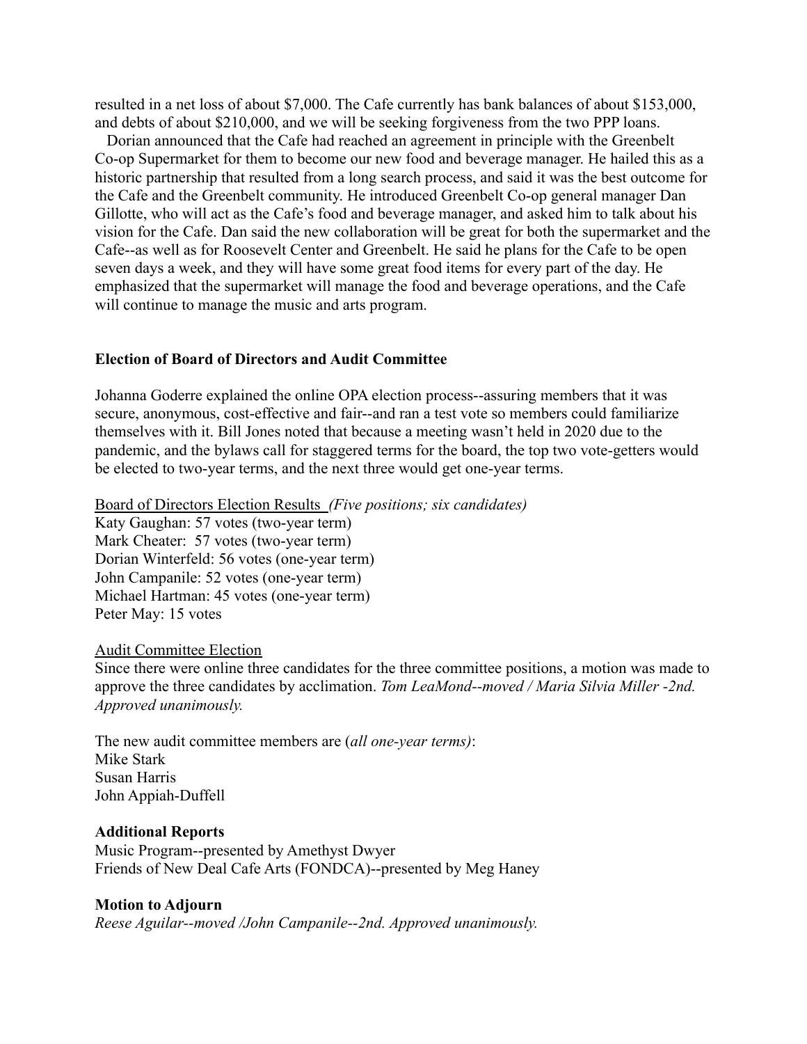resulted in a net loss of about $7,000. The Cafe currently has bank balances of about $153,000, and debts of about $210,000, and we will be seeking forgiveness from the two PPP loans.

Dorian announced that the Cafe had reached an agreement in principle with the Greenbelt Co-op Supermarket for them to become our new food and beverage manager. He hailed this as a historic partnership that resulted from a long search process, and said it was the best outcome for the Cafe and the Greenbelt community. He introduced Greenbelt Co-op general manager Dan Gillotte, who will act as the Cafe's food and beverage manager, and asked him to talk about his vision for the Cafe. Dan said the new collaboration will be great for both the supermarket and the Cafe--as well as for Roosevelt Center and Greenbelt. He said he plans for the Cafe to be open seven days a week, and they will have some great food items for every part of the day. He emphasized that the supermarket will manage the food and beverage operations, and the Cafe will continue to manage the music and arts program.

**Election of Board of Directors and Audit Committee**

Johanna Goderre explained the online OPA election process--assuring members that it was secure, anonymous, cost-effective and fair--and ran a test vote so members could familiarize themselves with it. Bill Jones noted that because a meeting wasn't held in 2020 due to the pandemic, and the bylaws call for staggered terms for the board, the top two vote-getters would be elected to two-year terms, and the next three would get one-year terms.

<u>Board of Directors Election Results</u> *(Five positions; six candidates)*
Katy Gaughan: 57 votes (two-year term)
Mark Cheater: 57 votes (two-year term)
Dorian Winterfeld: 56 votes (one-year term)
John Campanile: 52 votes (one-year term)
Michael Hartman: 45 votes (one-year term)
Peter May: 15 votes

<u>Audit Committee Election</u>
Since there were online three candidates for the three committee positions, a motion was made to approve the three candidates by acclimation. *Tom LeaMond--moved / Maria Silvia Miller -2nd. Approved unanimously.*

The new audit committee members are (*all one-year terms)*:
Mike Stark
Susan Harris
John Appiah-Duffell

**Additional Reports**
Music Program--presented by Amethyst Dwyer
Friends of New Deal Cafe Arts (FONDCA)--presented by Meg Haney

**Motion to Adjourn**
*Reese Aguilar--moved /John Campanile--2nd. Approved unanimously.*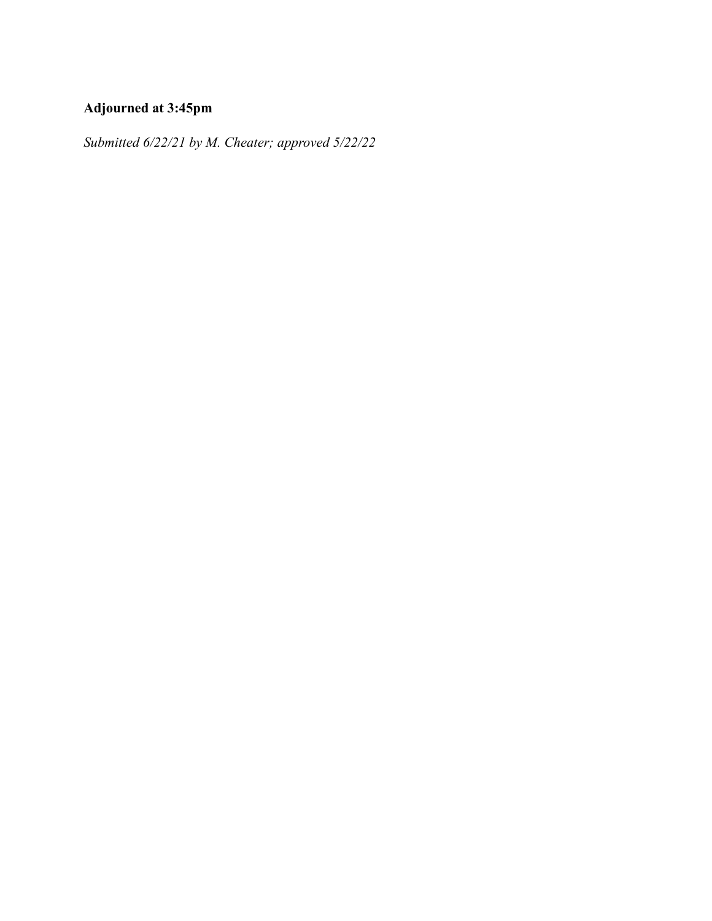**Adjourned at 3:45pm**

*Submitted 6/22/21 by M. Cheater; approved 5/22/22*